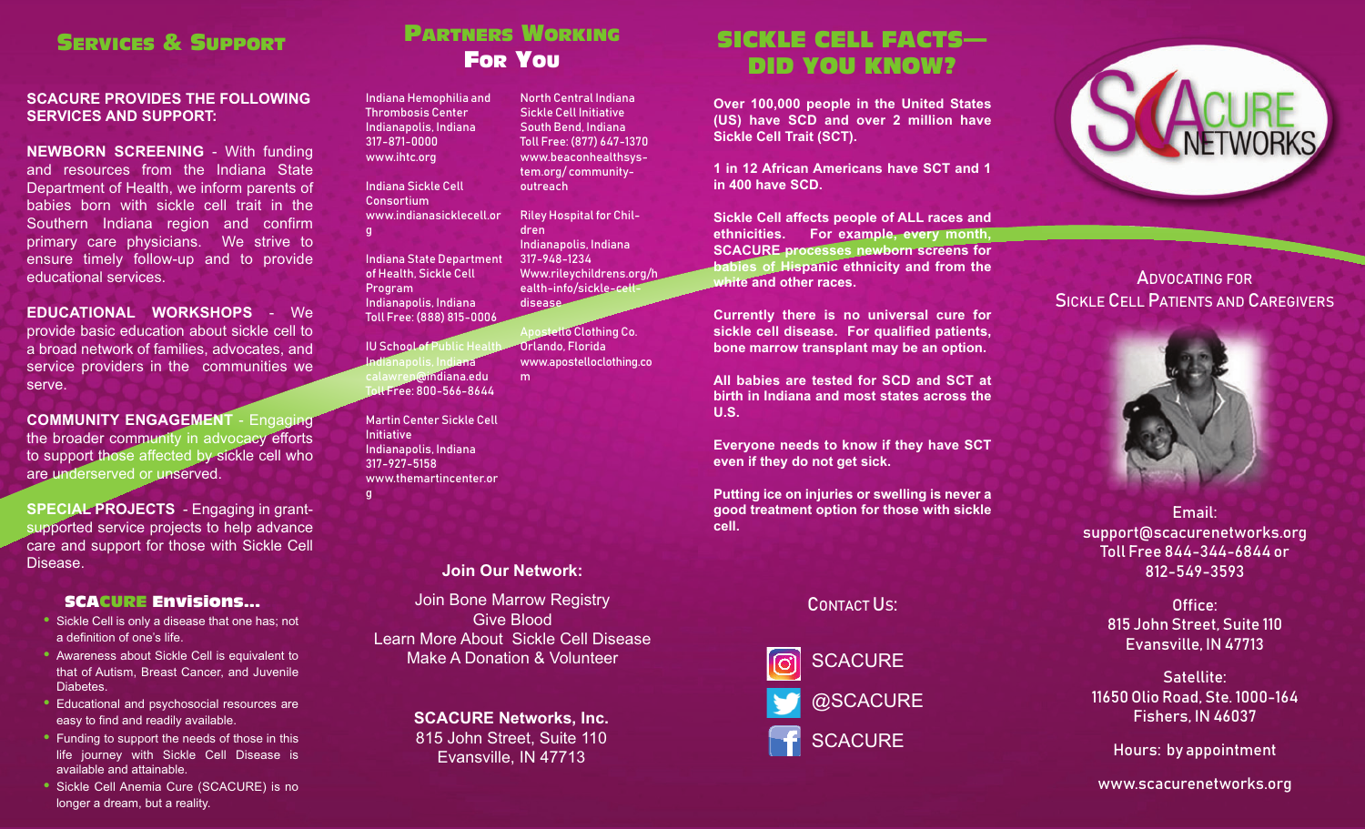## Services & Support

**SCACURE PROVIDES THE FOLLOWING SERVICES AND SUPPORT:**

**NEWBORN SCREENING** - With funding and resources from the Indiana State Department of Health, we inform parents of babies born with sickle cell trait in the Southern Indiana region and confirm primary care physicians. We strive to ensure timely follow-up and to provide educational services.

**EDUCATIONAL WORKSHOPS** - We provide basic education about sickle cell to a broad network of families, advocates, and service providers in the communities we serve.

**COMMUNITY ENGAGEMENT** - Engaging the broader community in advocacy efforts to support those affected by sickle cell who are underserved or unserved.

**SPECIAL PROJECTS** - Engaging in grant-supported service projects to help advance care and support for those with Sickle Cell Disease.

### SCACURE Envisions...

- Sickle Cell is only a disease that one has; not a definition of one's life.
- Awareness about Sickle Cell is equivalent to that of Autism, Breast Cancer, and Juvenile Diabetes.
- Educational and psychosocial resources are easy to find and readily available.
- Funding to support the needs of those in this life journey with Sickle Cell Disease is available and attainable.
- Sickle Cell Anemia Cure (SCACURE) is no longer a dream, but a reality.

## Partners Working For You

Indiana Hemophilia and Thrombosis Center
Indianapolis, Indiana
317-871-0000
www.ihtc.org

Indiana Sickle Cell Consortium
www.indianasicklecell.org

Indiana State Department of Health, Sickle Cell Program
Indianapolis, Indiana
Toll Free: (888) 815-0006

IU School of Public Health
Indianapolis, Indiana
calawren@indiana.edu
Toll Free: 800-566-8644

Martin Center Sickle Cell Initiative
Indianapolis, Indiana
317-927-5158
www.themartincenter.org

North Central Indiana Sickle Cell Initiative
South Bend, Indiana
Toll Free: (877) 647-1370
www.beaconhealthsystem.org/ community-outreach

Riley Hospital for Children
Indianapolis, Indiana
317-948-1234
Www.rileychildrens.org/health-info/sickle-cell-disease

Apostello Clothing Co.
Orlando, Florida
www.apostelloclothing.com

**Join Our Network:**

Join Bone Marrow Registry
Give Blood
Learn More About Sickle Cell Disease
Make A Donation & Volunteer

**SCACURE Networks, Inc.**
815 John Street, Suite 110
Evansville, IN 47713

## Sickle Cell Facts— Did You Know?

**Over 100,000 people in the United States (US) have SCD and over 2 million have Sickle Cell Trait (SCT).**

**1 in 12 African Americans have SCT and 1 in 400 have SCD.**

**Sickle Cell affects people of ALL races and ethnicities. For example, every month, SCACURE processes newborn screens for babies of Hispanic ethnicity and from the white and other races.**

**Currently there is no universal cure for sickle cell disease. For qualified patients, bone marrow transplant may be an option.**

**All babies are tested for SCD and SCT at birth in Indiana and most states across the U.S.**

**Everyone needs to know if they have SCT even if they do not get sick.**

**Putting ice on injuries or swelling is never a good treatment option for those with sickle cell.**

Contact Us:

SCACURE
@SCACURE
SCACURE

# SCACURE NETWORKS

Advocating for Sickle Cell Patients and Caregivers

Email:
support@scacurenetworks.org
Toll Free 844-344-6844 or 812-549-3593

Office:
815 John Street, Suite 110
Evansville, IN 47713

Satellite:
11650 Olio Road, Ste. 1000-164
Fishers, IN 46037

Hours: by appointment

www.scacurenetworks.org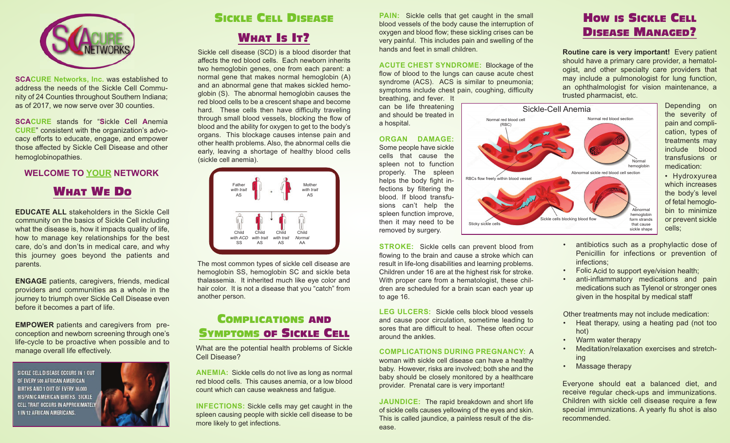**SCACURE Networks, Inc.** was established to address the needs of the Sickle Cell Community of 24 Counties throughout Southern Indiana; as of 2017, we now serve over 30 counties.

**SCACURE** stands for "**S**ickle **C**ell **A**nemia **CURE**" consistent with the organization's advocacy efforts to educate, engage, and empower those affected by Sickle Cell Disease and other hemoglobinopathies.

### WELCOME TO YOUR NETWORK

## What We Do

**EDUCATE ALL** stakeholders in the Sickle Cell community on the basics of Sickle Cell including what the disease is, how it impacts quality of life, how to manage key relationships for the best care, do's and don'ts in medical care, and why this journey goes beyond the patients and parents.

**ENGAGE** patients, caregivers, friends, medical providers and communities as a whole in the journey to triumph over Sickle Cell Disease even before it becomes a part of life.

**EMPOWER** patients and caregivers from preconception and newborn screening through one's life-cycle to be proactive when possible and to manage overall life effectively.

SICKLE CELL DISEASE OCCURS IN 1 OUT OF EVERY 500 AFRICAN AMERICAN BIRTHS AND 1 OUT OF EVERY 36,000 HISPANIC AMERICAN BIRTHS. SICKLE CELL TRAIT OCCURS IN APPROXIMATELY 1 IN 12 AFRICAN AMERICANS.

## Sickle Cell Disease

## What Is It?

Sickle cell disease (SCD) is a blood disorder that affects the red blood cells. Each newborn inherits two hemoglobin genes, one from each parent: a normal gene that makes normal hemoglobin (A) and an abnormal gene that makes sickled hemoglobin (S). The abnormal hemoglobin causes the red blood cells to be a crescent shape and become hard. These cells then have difficulty traveling through small blood vessels, blocking the flow of blood and the ability for oxygen to get to the body's organs. This blockage causes intense pain and other health problems. Also, the abnormal cells die early, leaving a shortage of healthy blood cells (sickle cell anemia).

Father *with trait* AS + Mother *with trait* AS

Child *with ACD* SS
Child *with trait* AS
Child *with trait* AS
Child *Normal* AA

The most common types of sickle cell disease are hemoglobin SS, hemoglobin SC and sickle beta thalassemia. It inherited much like eye color and hair color. It is not a disease that you "catch" from another person.

## Complications and Symptoms of Sickle Cell

What are the potential health problems of Sickle Cell Disease?

**ANEMIA:** Sickle cells do not live as long as normal red blood cells. This causes anemia, or a low blood count which can cause weakness and fatigue.

**INFECTIONS:** Sickle cells may get caught in the spleen causing people with sickle cell disease to be more likely to get infections.

**PAIN:** Sickle cells that get caught in the small blood vessels of the body cause the interruption of oxygen and blood flow; these sickling crises can be very painful. This includes pain and swelling of the hands and feet in small children.

**ACUTE CHEST SYNDROME:** Blockage of the flow of blood to the lungs can cause acute chest syndrome (ACS). ACS is similar to pneumonia; symptoms include chest pain, coughing, difficulty breathing, and fever. It can be life threatening and should be treated in a hospital.

**ORGAN DAMAGE:** Some people have sickle cells that cause the spleen not to function properly. The spleen helps the body fight infections by filtering the blood. If blood transfusions can't help the spleen function improve, then it may need to be removed by surgery.

Sickle-Cell Anemia

Normal red blood cell (RBC)
Normal red blood section
Normal hemoglobin
RBCs flow freely within blood vessel
Abnormal sickle red blood cell section
Abnormal hemoglobin form strands that cause sickle shape
Sickle cells blocking blood flow
Sticky sickle cells

**STROKE:** Sickle cells can prevent blood from flowing to the brain and cause a stroke which can result in life-long disabilities and learning problems. Children under 16 are at the highest risk for stroke. With proper care from a hematologist, these children are scheduled for a brain scan each year up to age 16.

**LEG ULCERS:** Sickle cells block blood vessels and cause poor circulation, sometime leading to sores that are difficult to heal. These often occur around the ankles.

**COMPLICATIONS DURING PREGNANCY:** A woman with sickle cell disease can have a healthy baby. However, risks are involved; both she and the baby should be closely monitored by a healthcare provider. Prenatal care is very important!

**JAUNDICE:** The rapid breakdown and short life of sickle cells causes yellowing of the eyes and skin. This is called jaundice, a painless result of the disease.

## How is Sickle Cell Disease Managed?

**Routine care is very important!** Every patient should have a primary care provider, a hematologist, and other specialty care providers that may include a pulmonologist for lung function, an ophthalmologist for vision maintenance, a trusted pharmacist, etc.

Depending on the severity of pain and complication, types of treatments may include blood transfusions or medication:

- Hydroxyurea which increases the body's level of fetal hemoglobin to minimize or prevent sickle cells;
- antibiotics such as a prophylactic dose of Penicillin for infections or prevention of infections;
- Folic Acid to support eye/vision health;
- anti-inflammatory medications and pain medications such as Tylenol or stronger ones given in the hospital by medical staff

Other treatments may not include medication:

- Heat therapy, using a heating pad (not too hot)
- Warm water therapy
- Meditation/relaxation exercises and stretching
- Massage therapy

Everyone should eat a balanced diet, and receive regular check-ups and immunizations. Children with sickle cell disease require a few special immunizations. A yearly flu shot is also recommended.